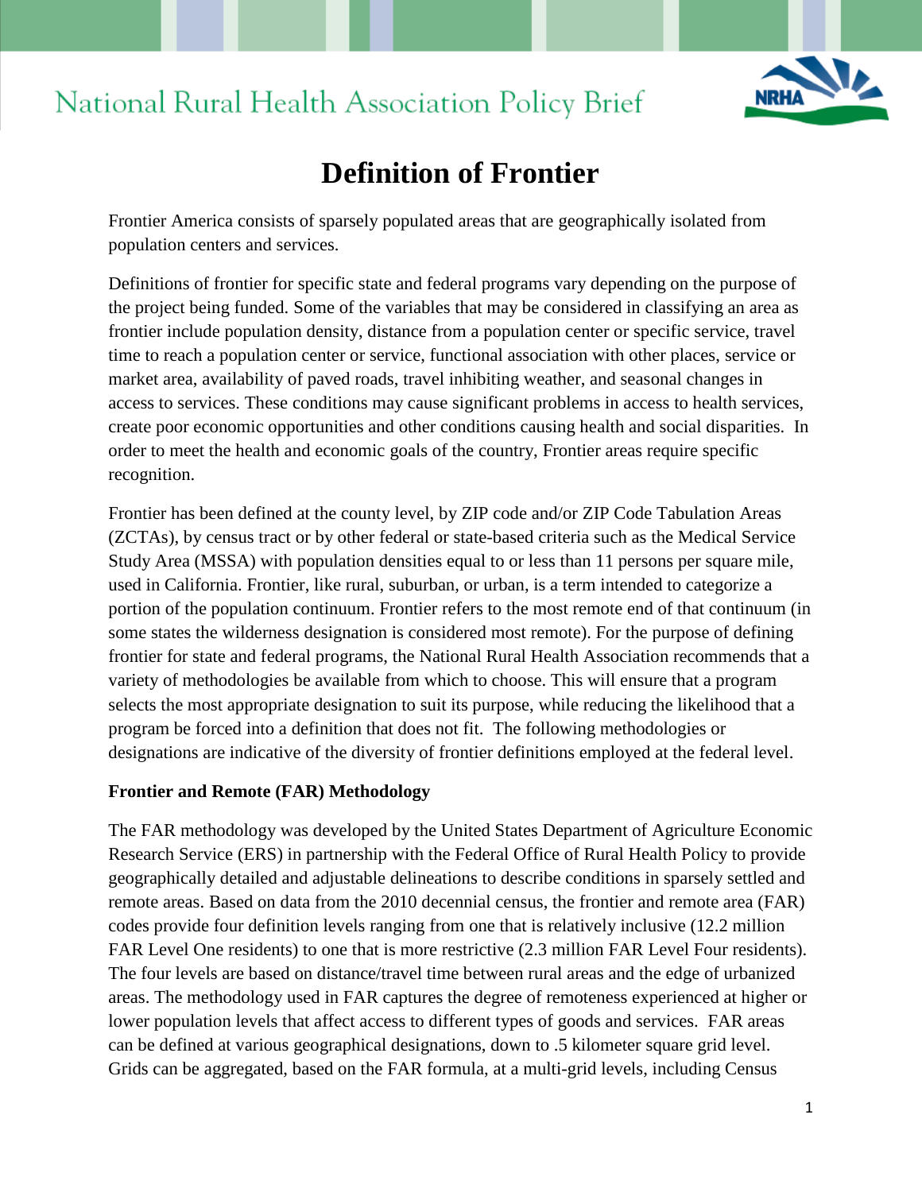# National Rural Health Association Policy Brief

## Definition of Frontier

Frontier America consists of sparsely populated areas that are geographically isolated from population centers and services.

Definitions of frontier for specific state and federal programs vary depending on the purpose of the project being funded. Some of the variables that may be considered in classifying an area as frontier include population density, distance from a population center or specific service, travel time to reach a population center or service, functional association with other places, service or market area, availability of paved roads, travel inhibiting weather, and seasonal changes in access to services. These conditions may cause significant problems in access to health services, create poor economic opportunities and other conditions causing health and social disparities. In order to meet the health and economic goals of the country, Frontier areas require specific recognition.

Frontier has been defined at the county level, by ZIP code and/or ZIP Code Tabulation Areas (ZCTAs), by census tract or by other federal or state-based criteria such as the Medical Service Study Area (MSSA) with population densities equal to or less than 11 persons per square mile, used in California. Frontier, like rural, suburban, or urban, is a term intended to categorize a portion of the population continuum. Frontier refers to the most remote end of that continuum (in some states the wilderness designation is considered most remote). For the purpose of defining frontier for state and federal programs, the National Rural Health Association recommends that a variety of methodologies be available from which to choose. This will ensure that a program selects the most appropriate designation to suit its purpose, while reducing the likelihood that a program be forced into a definition that does not fit. The following methodologies or designations are indicative of the diversity of frontier definitions employed at the federal level.

**Frontier and Remote (FAR) Methodology**

The FAR methodology was developed by the United States Department of Agriculture Economic Research Service (ERS) in partnership with the Federal Office of Rural Health Policy to provide geographically detailed and adjustable delineations to describe conditions in sparsely settled and remote areas. Based on data from the 2010 decennial census, the frontier and remote area (FAR) codes provide four definition levels ranging from one that is relatively inclusive (12.2 million FAR Level One residents) to one that is more restrictive (2.3 million FAR Level Four residents). The four levels are based on distance/travel time between rural areas and the edge of urbanized areas. The methodology used in FAR captures the degree of remoteness experienced at higher or lower population levels that affect access to different types of goods and services. FAR areas can be defined at various geographical designations, down to .5 kilometer square grid level. Grids can be aggregated, based on the FAR formula, at a multi-grid levels, including Census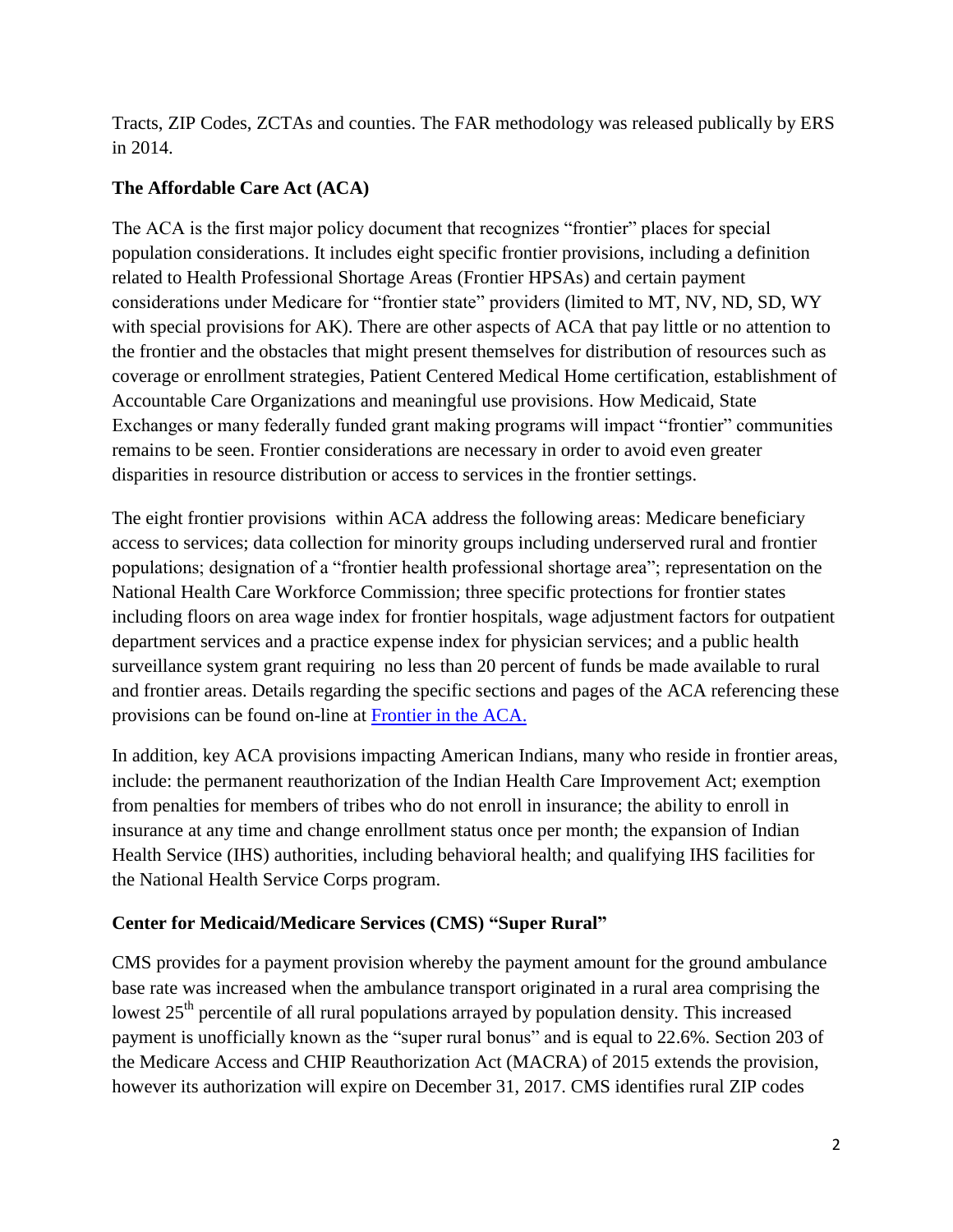Tracts, ZIP Codes, ZCTAs and counties. The FAR methodology was released publically by ERS in 2014.

### The Affordable Care Act (ACA)

The ACA is the first major policy document that recognizes "frontier" places for special population considerations. It includes eight specific frontier provisions, including a definition related to Health Professional Shortage Areas (Frontier HPSAs) and certain payment considerations under Medicare for "frontier state" providers (limited to MT, NV, ND, SD, WY with special provisions for AK). There are other aspects of ACA that pay little or no attention to the frontier and the obstacles that might present themselves for distribution of resources such as coverage or enrollment strategies, Patient Centered Medical Home certification, establishment of Accountable Care Organizations and meaningful use provisions. How Medicaid, State Exchanges or many federally funded grant making programs will impact "frontier" communities remains to be seen. Frontier considerations are necessary in order to avoid even greater disparities in resource distribution or access to services in the frontier settings.

The eight frontier provisions within ACA address the following areas: Medicare beneficiary access to services; data collection for minority groups including underserved rural and frontier populations; designation of a "frontier health professional shortage area"; representation on the National Health Care Workforce Commission; three specific protections for frontier states including floors on area wage index for frontier hospitals, wage adjustment factors for outpatient department services and a practice expense index for physician services; and a public health surveillance system grant requiring no less than 20 percent of funds be made available to rural and frontier areas. Details regarding the specific sections and pages of the ACA referencing these provisions can be found on-line at Frontier in the ACA.

In addition, key ACA provisions impacting American Indians, many who reside in frontier areas, include: the permanent reauthorization of the Indian Health Care Improvement Act; exemption from penalties for members of tribes who do not enroll in insurance; the ability to enroll in insurance at any time and change enrollment status once per month; the expansion of Indian Health Service (IHS) authorities, including behavioral health; and qualifying IHS facilities for the National Health Service Corps program.

### Center for Medicaid/Medicare Services (CMS) "Super Rural"

CMS provides for a payment provision whereby the payment amount for the ground ambulance base rate was increased when the ambulance transport originated in a rural area comprising the lowest 25th percentile of all rural populations arrayed by population density. This increased payment is unofficially known as the "super rural bonus" and is equal to 22.6%. Section 203 of the Medicare Access and CHIP Reauthorization Act (MACRA) of 2015 extends the provision, however its authorization will expire on December 31, 2017. CMS identifies rural ZIP codes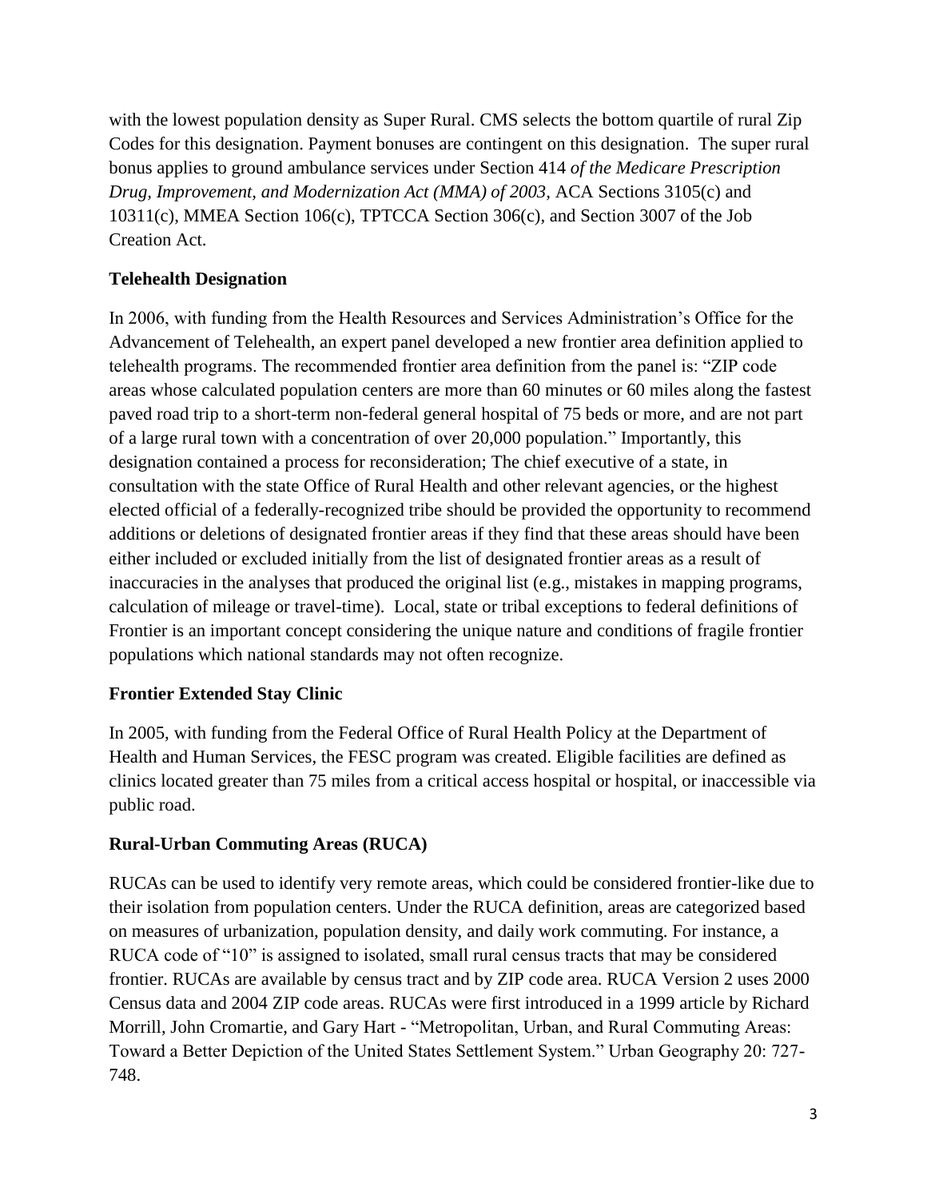with the lowest population density as Super Rural. CMS selects the bottom quartile of rural Zip Codes for this designation. Payment bonuses are contingent on this designation. The super rural bonus applies to ground ambulance services under Section 414 *of the Medicare Prescription Drug, Improvement, and Modernization Act (MMA) of 2003,* ACA Sections 3105(c) and 10311(c), MMEA Section 106(c), TPTCCA Section 306(c), and Section 3007 of the Job Creation Act.

**Telehealth Designation**

In 2006, with funding from the Health Resources and Services Administration's Office for the Advancement of Telehealth, an expert panel developed a new frontier area definition applied to telehealth programs. The recommended frontier area definition from the panel is: "ZIP code areas whose calculated population centers are more than 60 minutes or 60 miles along the fastest paved road trip to a short-term non-federal general hospital of 75 beds or more, and are not part of a large rural town with a concentration of over 20,000 population." Importantly, this designation contained a process for reconsideration; The chief executive of a state, in consultation with the state Office of Rural Health and other relevant agencies, or the highest elected official of a federally-recognized tribe should be provided the opportunity to recommend additions or deletions of designated frontier areas if they find that these areas should have been either included or excluded initially from the list of designated frontier areas as a result of inaccuracies in the analyses that produced the original list (e.g., mistakes in mapping programs, calculation of mileage or travel-time). Local, state or tribal exceptions to federal definitions of Frontier is an important concept considering the unique nature and conditions of fragile frontier populations which national standards may not often recognize.

**Frontier Extended Stay Clinic**

In 2005, with funding from the Federal Office of Rural Health Policy at the Department of Health and Human Services, the FESC program was created. Eligible facilities are defined as clinics located greater than 75 miles from a critical access hospital or hospital, or inaccessible via public road.

**Rural-Urban Commuting Areas (RUCA)**

RUCAs can be used to identify very remote areas, which could be considered frontier-like due to their isolation from population centers. Under the RUCA definition, areas are categorized based on measures of urbanization, population density, and daily work commuting. For instance, a RUCA code of "10" is assigned to isolated, small rural census tracts that may be considered frontier. RUCAs are available by census tract and by ZIP code area. RUCA Version 2 uses 2000 Census data and 2004 ZIP code areas. RUCAs were first introduced in a 1999 article by Richard Morrill, John Cromartie, and Gary Hart - "Metropolitan, Urban, and Rural Commuting Areas: Toward a Better Depiction of the United States Settlement System." Urban Geography 20: 727-748.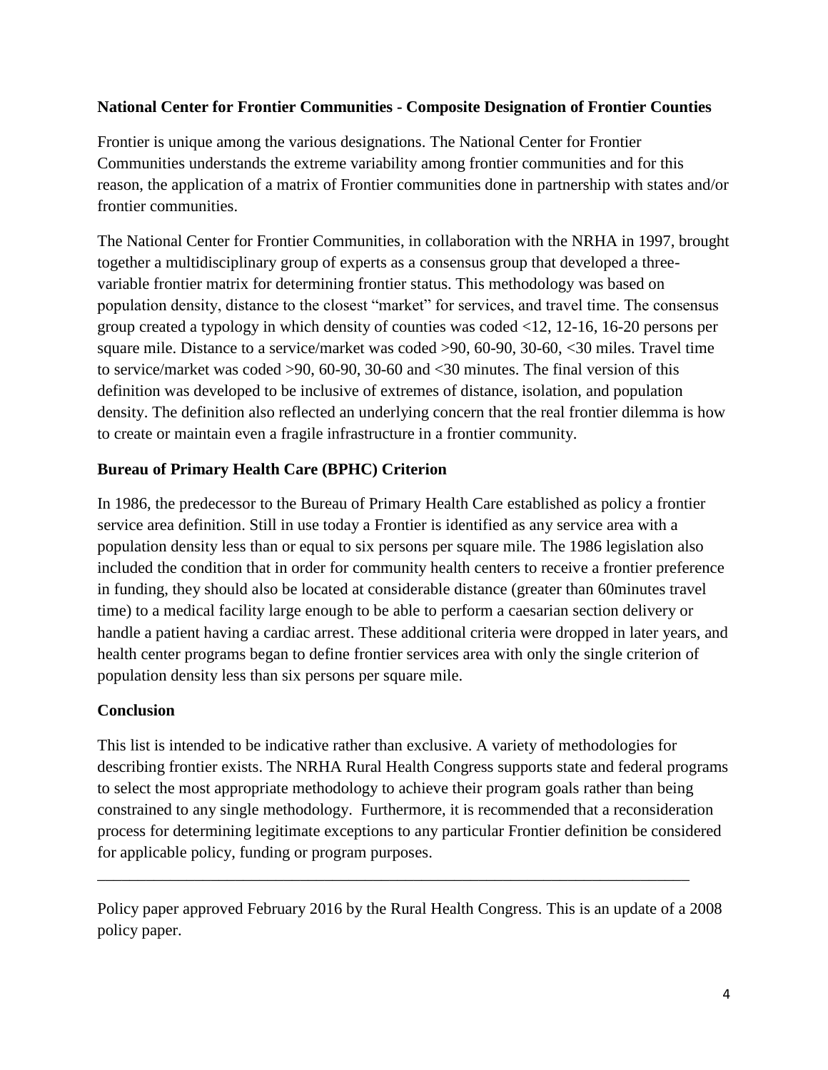**National Center for Frontier Communities - Composite Designation of Frontier Counties**

Frontier is unique among the various designations. The National Center for Frontier Communities understands the extreme variability among frontier communities and for this reason, the application of a matrix of Frontier communities done in partnership with states and/or frontier communities.

The National Center for Frontier Communities, in collaboration with the NRHA in 1997, brought together a multidisciplinary group of experts as a consensus group that developed a three-variable frontier matrix for determining frontier status. This methodology was based on population density, distance to the closest "market" for services, and travel time. The consensus group created a typology in which density of counties was coded <12, 12-16, 16-20 persons per square mile. Distance to a service/market was coded >90, 60-90, 30-60, <30 miles. Travel time to service/market was coded >90, 60-90, 30-60 and <30 minutes. The final version of this definition was developed to be inclusive of extremes of distance, isolation, and population density. The definition also reflected an underlying concern that the real frontier dilemma is how to create or maintain even a fragile infrastructure in a frontier community.

**Bureau of Primary Health Care (BPHC) Criterion**

In 1986, the predecessor to the Bureau of Primary Health Care established as policy a frontier service area definition. Still in use today a Frontier is identified as any service area with a population density less than or equal to six persons per square mile. The 1986 legislation also included the condition that in order for community health centers to receive a frontier preference in funding, they should also be located at considerable distance (greater than 60minutes travel time) to a medical facility large enough to be able to perform a caesarian section delivery or handle a patient having a cardiac arrest. These additional criteria were dropped in later years, and health center programs began to define frontier services area with only the single criterion of population density less than six persons per square mile.

**Conclusion**

This list is intended to be indicative rather than exclusive. A variety of methodologies for describing frontier exists. The NRHA Rural Health Congress supports state and federal programs to select the most appropriate methodology to achieve their program goals rather than being constrained to any single methodology. Furthermore, it is recommended that a reconsideration process for determining legitimate exceptions to any particular Frontier definition be considered for applicable policy, funding or program purposes.

---

Policy paper approved February 2016 by the Rural Health Congress. This is an update of a 2008 policy paper.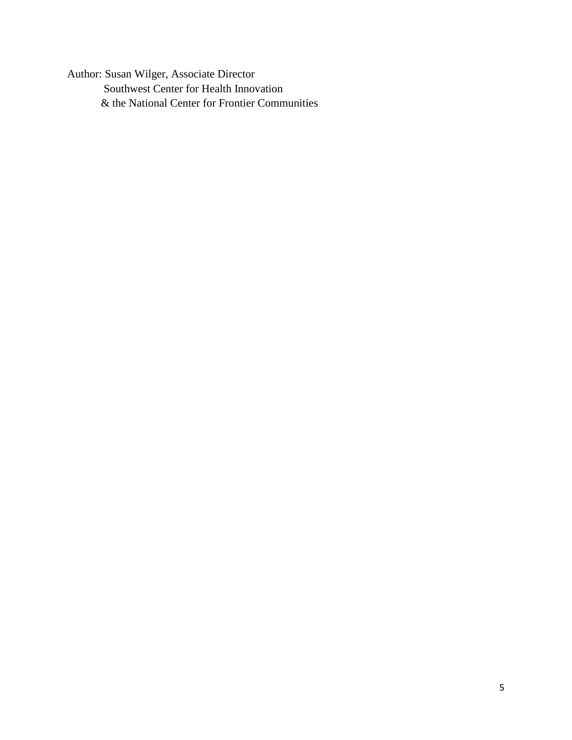Author: Susan Wilger, Associate Director
Southwest Center for Health Innovation
& the National Center for Frontier Communities